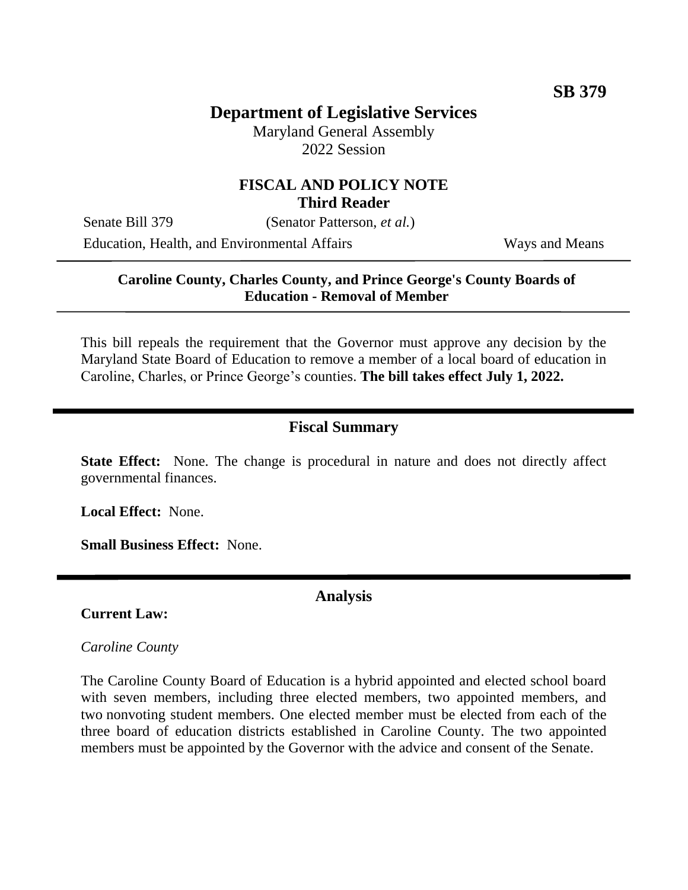**SB 379**

# Department of Legislative Services

Maryland General Assembly
2022 Session

## FISCAL AND POLICY NOTE
**Third Reader**

Senate Bill 379 (Senator Patterson, *et al.*)

Education, Health, and Environmental Affairs Ways and Means

---

**Caroline County, Charles County, and Prince George's County Boards of Education - Removal of Member**

---

This bill repeals the requirement that the Governor must approve any decision by the Maryland State Board of Education to remove a member of a local board of education in Caroline, Charles, or Prince George's counties. **The bill takes effect July 1, 2022.**

## Fiscal Summary

**State Effect:** None. The change is procedural in nature and does not directly affect governmental finances.

**Local Effect:** None.

**Small Business Effect:** None.

## Analysis

**Current Law:**

*Caroline County*

The Caroline County Board of Education is a hybrid appointed and elected school board with seven members, including three elected members, two appointed members, and two nonvoting student members. One elected member must be elected from each of the three board of education districts established in Caroline County. The two appointed members must be appointed by the Governor with the advice and consent of the Senate.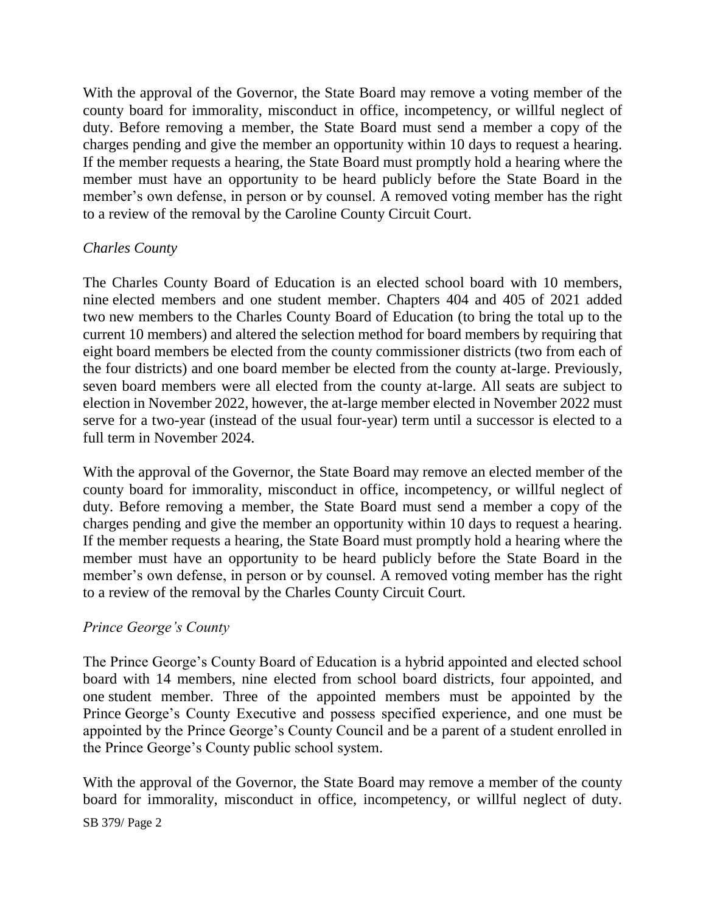With the approval of the Governor, the State Board may remove a voting member of the county board for immorality, misconduct in office, incompetency, or willful neglect of duty. Before removing a member, the State Board must send a member a copy of the charges pending and give the member an opportunity within 10 days to request a hearing. If the member requests a hearing, the State Board must promptly hold a hearing where the member must have an opportunity to be heard publicly before the State Board in the member's own defense, in person or by counsel. A removed voting member has the right to a review of the removal by the Caroline County Circuit Court.

*Charles County*

The Charles County Board of Education is an elected school board with 10 members, nine elected members and one student member. Chapters 404 and 405 of 2021 added two new members to the Charles County Board of Education (to bring the total up to the current 10 members) and altered the selection method for board members by requiring that eight board members be elected from the county commissioner districts (two from each of the four districts) and one board member be elected from the county at-large. Previously, seven board members were all elected from the county at-large. All seats are subject to election in November 2022, however, the at-large member elected in November 2022 must serve for a two-year (instead of the usual four-year) term until a successor is elected to a full term in November 2024.

With the approval of the Governor, the State Board may remove an elected member of the county board for immorality, misconduct in office, incompetency, or willful neglect of duty. Before removing a member, the State Board must send a member a copy of the charges pending and give the member an opportunity within 10 days to request a hearing. If the member requests a hearing, the State Board must promptly hold a hearing where the member must have an opportunity to be heard publicly before the State Board in the member's own defense, in person or by counsel. A removed voting member has the right to a review of the removal by the Charles County Circuit Court.

*Prince George's County*

The Prince George's County Board of Education is a hybrid appointed and elected school board with 14 members, nine elected from school board districts, four appointed, and one student member. Three of the appointed members must be appointed by the Prince George's County Executive and possess specified experience, and one must be appointed by the Prince George's County Council and be a parent of a student enrolled in the Prince George's County public school system.

With the approval of the Governor, the State Board may remove a member of the county board for immorality, misconduct in office, incompetency, or willful neglect of duty.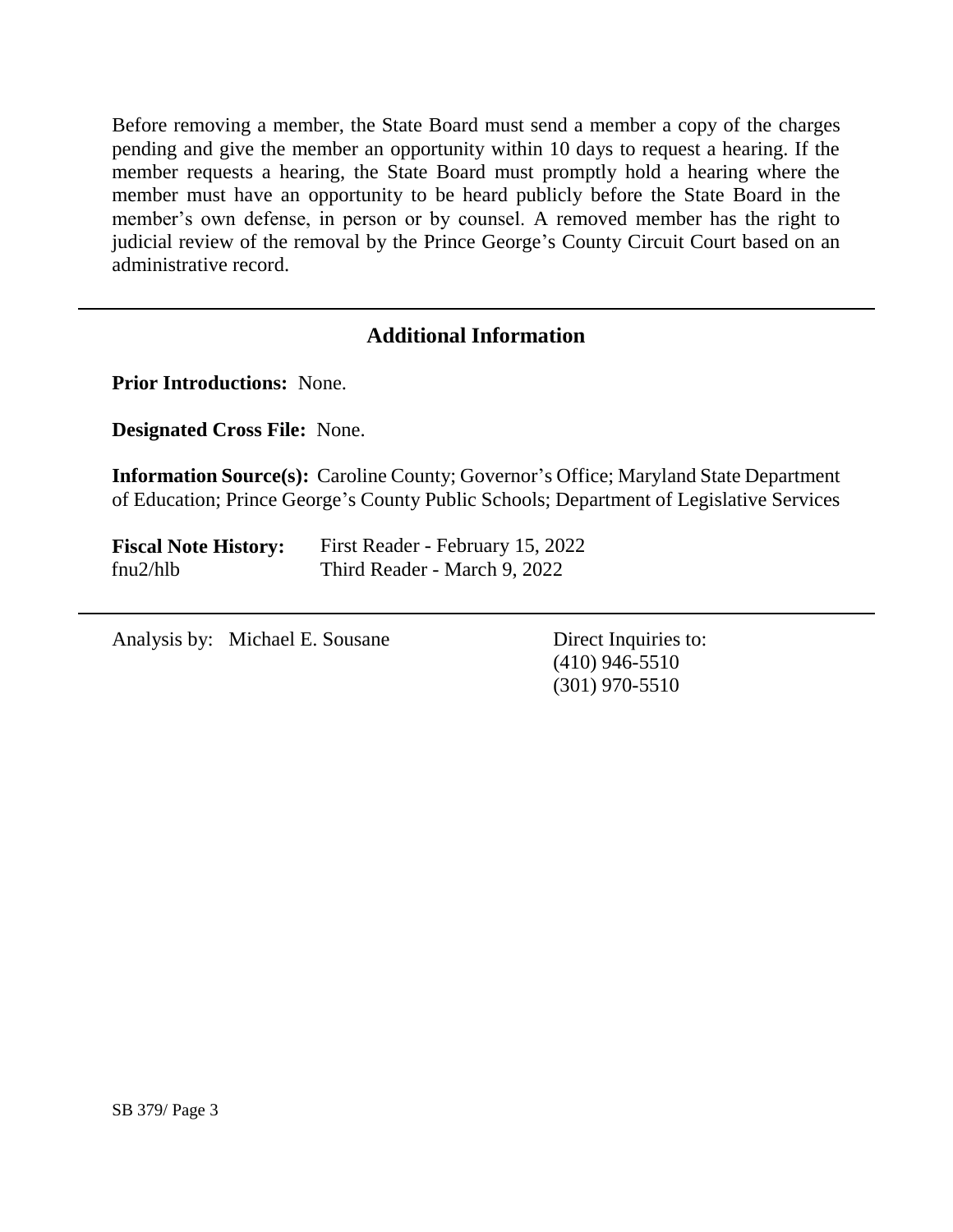Before removing a member, the State Board must send a member a copy of the charges pending and give the member an opportunity within 10 days to request a hearing. If the member requests a hearing, the State Board must promptly hold a hearing where the member must have an opportunity to be heard publicly before the State Board in the member's own defense, in person or by counsel. A removed member has the right to judicial review of the removal by the Prince George's County Circuit Court based on an administrative record.

---

## Additional Information

**Prior Introductions:** None.

**Designated Cross File:** None.

**Information Source(s):** Caroline County; Governor's Office; Maryland State Department of Education; Prince George's County Public Schools; Department of Legislative Services

| | |
|---|---|
| **Fiscal Note History:** | First Reader - February 15, 2022 |
| fnu2/hlb | Third Reader - March 9, 2022 |

---

Analysis by: Michael E. Sousane

Direct Inquiries to:
(410) 946-5510
(301) 970-5510